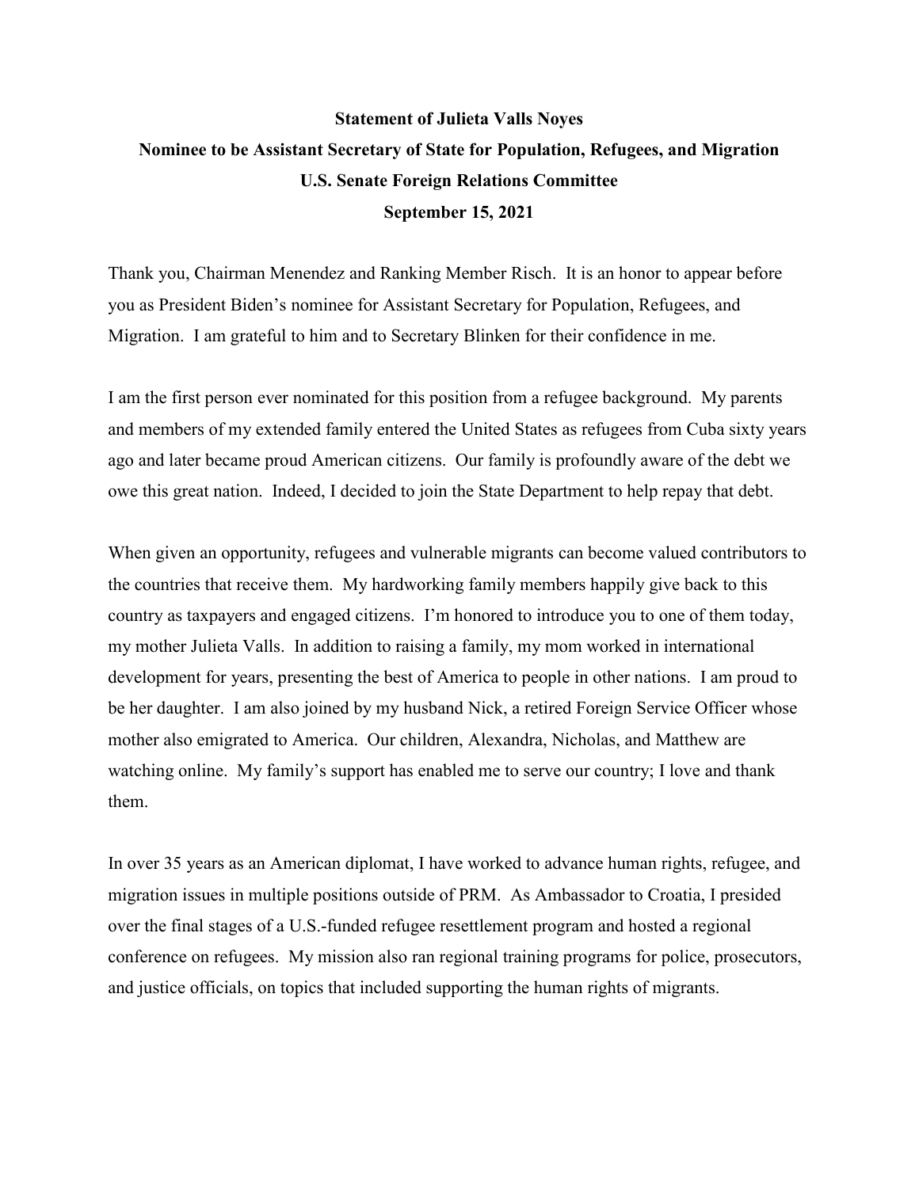**Statement of Julieta Valls Noyes**

**Nominee to be Assistant Secretary of State for Population, Refugees, and Migration**

**U.S. Senate Foreign Relations Committee**

**September 15, 2021**

Thank you, Chairman Menendez and Ranking Member Risch. It is an honor to appear before you as President Biden's nominee for Assistant Secretary for Population, Refugees, and Migration. I am grateful to him and to Secretary Blinken for their confidence in me.

I am the first person ever nominated for this position from a refugee background. My parents and members of my extended family entered the United States as refugees from Cuba sixty years ago and later became proud American citizens. Our family is profoundly aware of the debt we owe this great nation. Indeed, I decided to join the State Department to help repay that debt.

When given an opportunity, refugees and vulnerable migrants can become valued contributors to the countries that receive them. My hardworking family members happily give back to this country as taxpayers and engaged citizens. I'm honored to introduce you to one of them today, my mother Julieta Valls. In addition to raising a family, my mom worked in international development for years, presenting the best of America to people in other nations. I am proud to be her daughter. I am also joined by my husband Nick, a retired Foreign Service Officer whose mother also emigrated to America. Our children, Alexandra, Nicholas, and Matthew are watching online. My family's support has enabled me to serve our country; I love and thank them.

In over 35 years as an American diplomat, I have worked to advance human rights, refugee, and migration issues in multiple positions outside of PRM. As Ambassador to Croatia, I presided over the final stages of a U.S.-funded refugee resettlement program and hosted a regional conference on refugees. My mission also ran regional training programs for police, prosecutors, and justice officials, on topics that included supporting the human rights of migrants.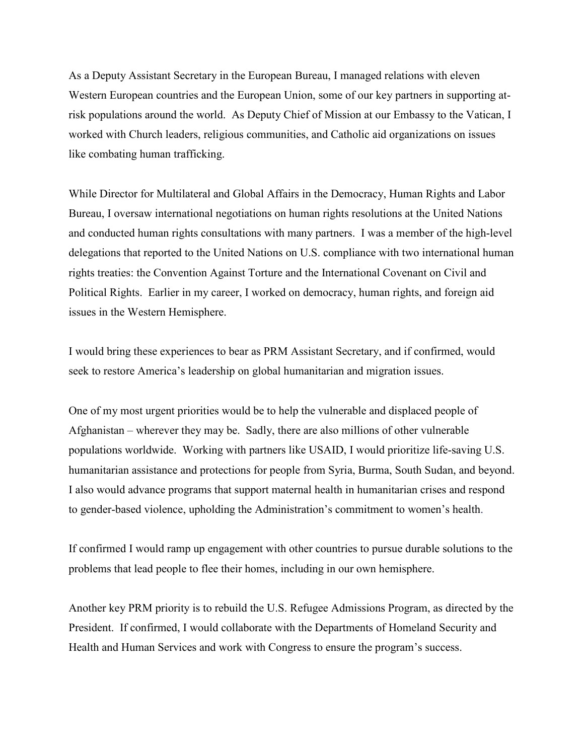As a Deputy Assistant Secretary in the European Bureau, I managed relations with eleven Western European countries and the European Union, some of our key partners in supporting at-risk populations around the world. As Deputy Chief of Mission at our Embassy to the Vatican, I worked with Church leaders, religious communities, and Catholic aid organizations on issues like combating human trafficking.

While Director for Multilateral and Global Affairs in the Democracy, Human Rights and Labor Bureau, I oversaw international negotiations on human rights resolutions at the United Nations and conducted human rights consultations with many partners. I was a member of the high-level delegations that reported to the United Nations on U.S. compliance with two international human rights treaties: the Convention Against Torture and the International Covenant on Civil and Political Rights. Earlier in my career, I worked on democracy, human rights, and foreign aid issues in the Western Hemisphere.

I would bring these experiences to bear as PRM Assistant Secretary, and if confirmed, would seek to restore America's leadership on global humanitarian and migration issues.

One of my most urgent priorities would be to help the vulnerable and displaced people of Afghanistan – wherever they may be. Sadly, there are also millions of other vulnerable populations worldwide. Working with partners like USAID, I would prioritize life-saving U.S. humanitarian assistance and protections for people from Syria, Burma, South Sudan, and beyond. I also would advance programs that support maternal health in humanitarian crises and respond to gender-based violence, upholding the Administration's commitment to women's health.

If confirmed I would ramp up engagement with other countries to pursue durable solutions to the problems that lead people to flee their homes, including in our own hemisphere.

Another key PRM priority is to rebuild the U.S. Refugee Admissions Program, as directed by the President. If confirmed, I would collaborate with the Departments of Homeland Security and Health and Human Services and work with Congress to ensure the program's success.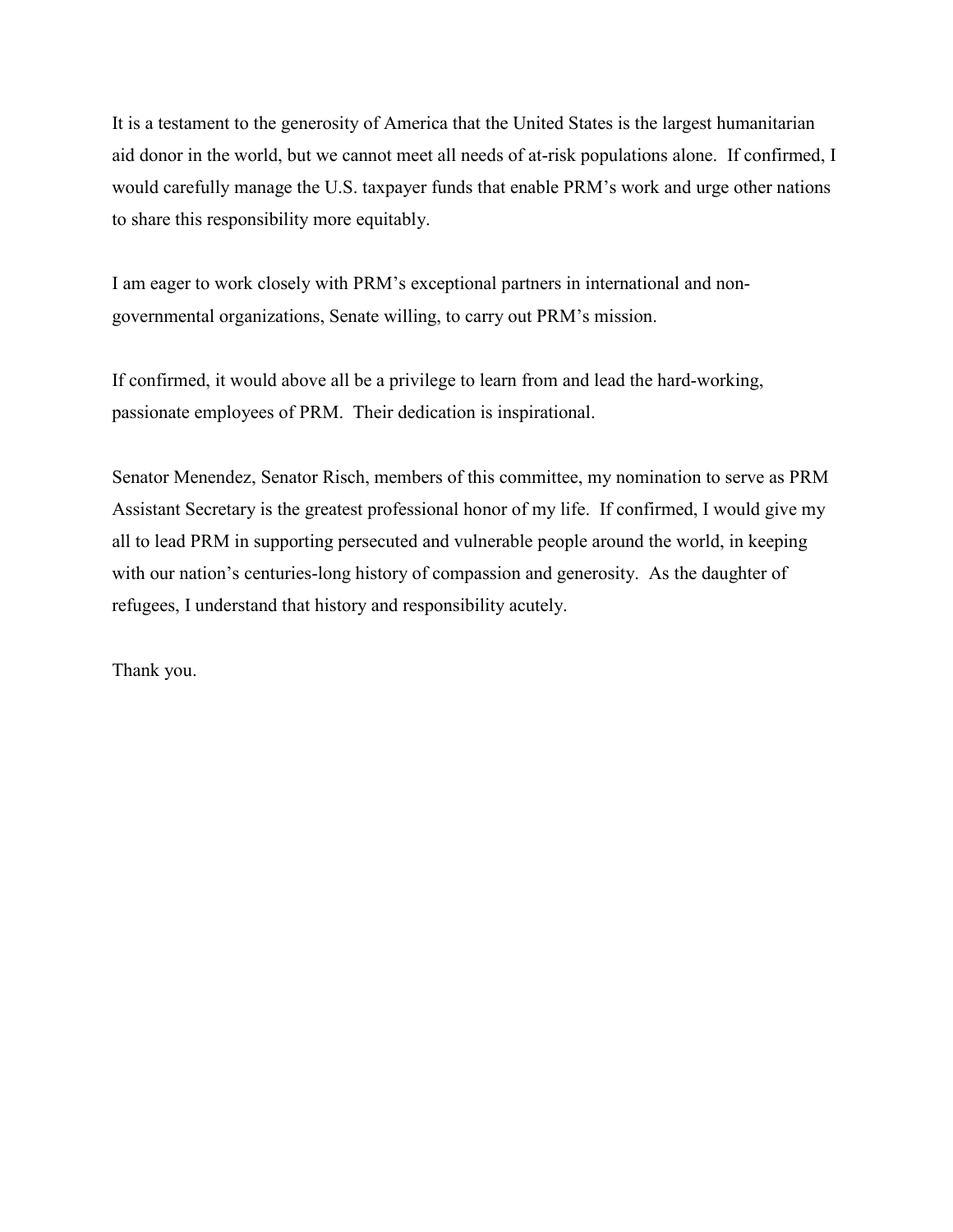It is a testament to the generosity of America that the United States is the largest humanitarian aid donor in the world, but we cannot meet all needs of at-risk populations alone. If confirmed, I would carefully manage the U.S. taxpayer funds that enable PRM's work and urge other nations to share this responsibility more equitably.

I am eager to work closely with PRM's exceptional partners in international and non-governmental organizations, Senate willing, to carry out PRM's mission.

If confirmed, it would above all be a privilege to learn from and lead the hard-working, passionate employees of PRM. Their dedication is inspirational.

Senator Menendez, Senator Risch, members of this committee, my nomination to serve as PRM Assistant Secretary is the greatest professional honor of my life. If confirmed, I would give my all to lead PRM in supporting persecuted and vulnerable people around the world, in keeping with our nation's centuries-long history of compassion and generosity. As the daughter of refugees, I understand that history and responsibility acutely.

Thank you.